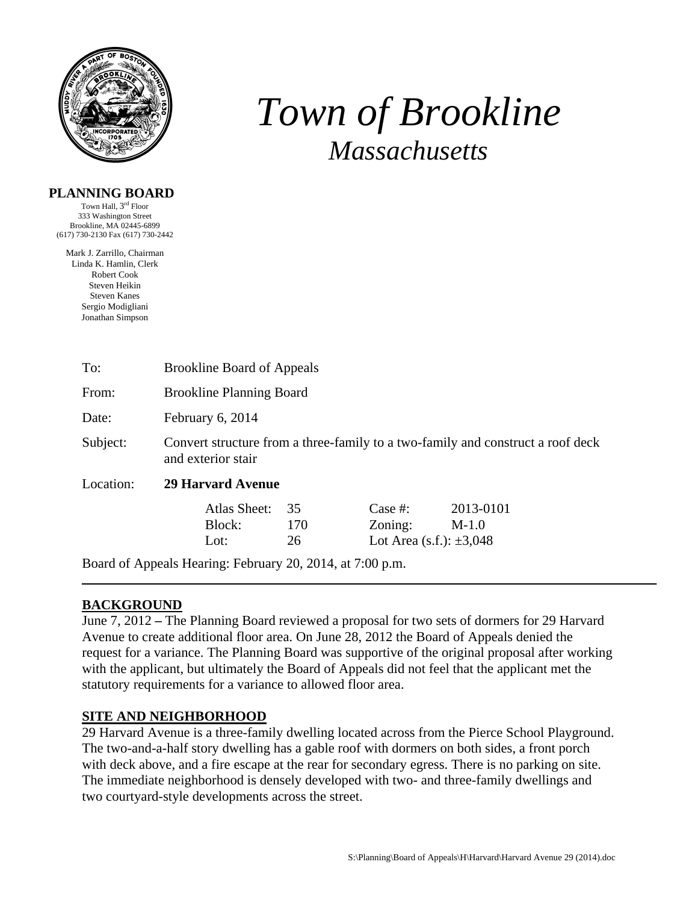# *Town of Brookline*

## *Massachusetts*

**PLANNING BOARD**

Town Hall, 3rd Floor
333 Washington Street
Brookline, MA 02445-6899
(617) 730-2130 Fax (617) 730-2442

Mark J. Zarrillo, Chairman
Linda K. Hamlin, Clerk
Robert Cook
Steven Heikin
Steven Kanes
Sergio Modigliani
Jonathan Simpson

To: Brookline Board of Appeals

From: Brookline Planning Board

Date: February 6, 2014

Subject: Convert structure from a three-family to a two-family and construct a roof deck and exterior stair

Location: **29 Harvard Avenue**

| | | | |
|---|---|---|---|
| Atlas Sheet: | 35 | Case #: | 2013-0101 |
| Block: | 170 | Zoning: | M-1.0 |
| Lot: | 26 | Lot Area (s.f.): | ±3,048 |

Board of Appeals Hearing: February 20, 2014, at 7:00 p.m.

---

## BACKGROUND

June 7, 2012 – The Planning Board reviewed a proposal for two sets of dormers for 29 Harvard Avenue to create additional floor area. On June 28, 2012 the Board of Appeals denied the request for a variance. The Planning Board was supportive of the original proposal after working with the applicant, but ultimately the Board of Appeals did not feel that the applicant met the statutory requirements for a variance to allowed floor area.

## SITE AND NEIGHBORHOOD

29 Harvard Avenue is a three-family dwelling located across from the Pierce School Playground. The two-and-a-half story dwelling has a gable roof with dormers on both sides, a front porch with deck above, and a fire escape at the rear for secondary egress. There is no parking on site. The immediate neighborhood is densely developed with two- and three-family dwellings and two courtyard-style developments across the street.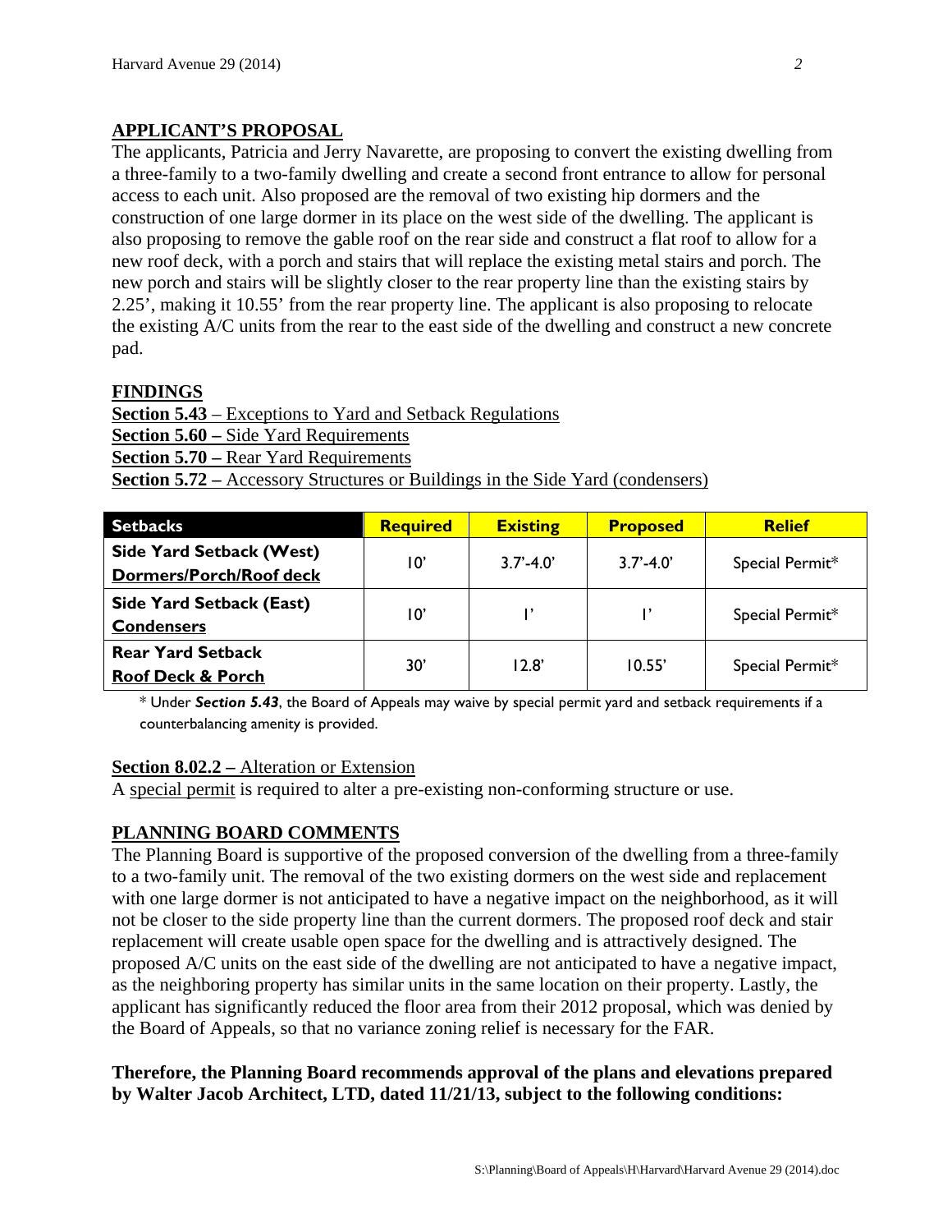## APPLICANT'S PROPOSAL

The applicants, Patricia and Jerry Navarette, are proposing to convert the existing dwelling from a three-family to a two-family dwelling and create a second front entrance to allow for personal access to each unit. Also proposed are the removal of two existing hip dormers and the construction of one large dormer in its place on the west side of the dwelling. The applicant is also proposing to remove the gable roof on the rear side and construct a flat roof to allow for a new roof deck, with a porch and stairs that will replace the existing metal stairs and porch. The new porch and stairs will be slightly closer to the rear property line than the existing stairs by 2.25', making it 10.55' from the rear property line. The applicant is also proposing to relocate the existing A/C units from the rear to the east side of the dwelling and construct a new concrete pad.

## FINDINGS

**Section 5.43** – Exceptions to Yard and Setback Regulations
**Section 5.60 –** Side Yard Requirements
**Section 5.70 –** Rear Yard Requirements
**Section 5.72 –** Accessory Structures or Buildings in the Side Yard (condensers)

| Setbacks | Required | Existing | Proposed | Relief |
|---|---|---|---|---|
| **Side Yard Setback (West)** **Dormers/Porch/Roof deck** | 10' | 3.7'-4.0' | 3.7'-4.0' | Special Permit* |
| **Side Yard Setback (East)** **Condensers** | 10' | 1' | 1' | Special Permit* |
| **Rear Yard Setback** **Roof Deck & Porch** | 30' | 12.8' | 10.55' | Special Permit* |

* Under ***Section 5.43***, the Board of Appeals may waive by special permit yard and setback requirements if a counterbalancing amenity is provided.

**Section 8.02.2 –** Alteration or Extension
A special permit is required to alter a pre-existing non-conforming structure or use.

## PLANNING BOARD COMMENTS

The Planning Board is supportive of the proposed conversion of the dwelling from a three-family to a two-family unit. The removal of the two existing dormers on the west side and replacement with one large dormer is not anticipated to have a negative impact on the neighborhood, as it will not be closer to the side property line than the current dormers. The proposed roof deck and stair replacement will create usable open space for the dwelling and is attractively designed. The proposed A/C units on the east side of the dwelling are not anticipated to have a negative impact, as the neighboring property has similar units in the same location on their property. Lastly, the applicant has significantly reduced the floor area from their 2012 proposal, which was denied by the Board of Appeals, so that no variance zoning relief is necessary for the FAR.

**Therefore, the Planning Board recommends approval of the plans and elevations prepared by Walter Jacob Architect, LTD, dated 11/21/13, subject to the following conditions:**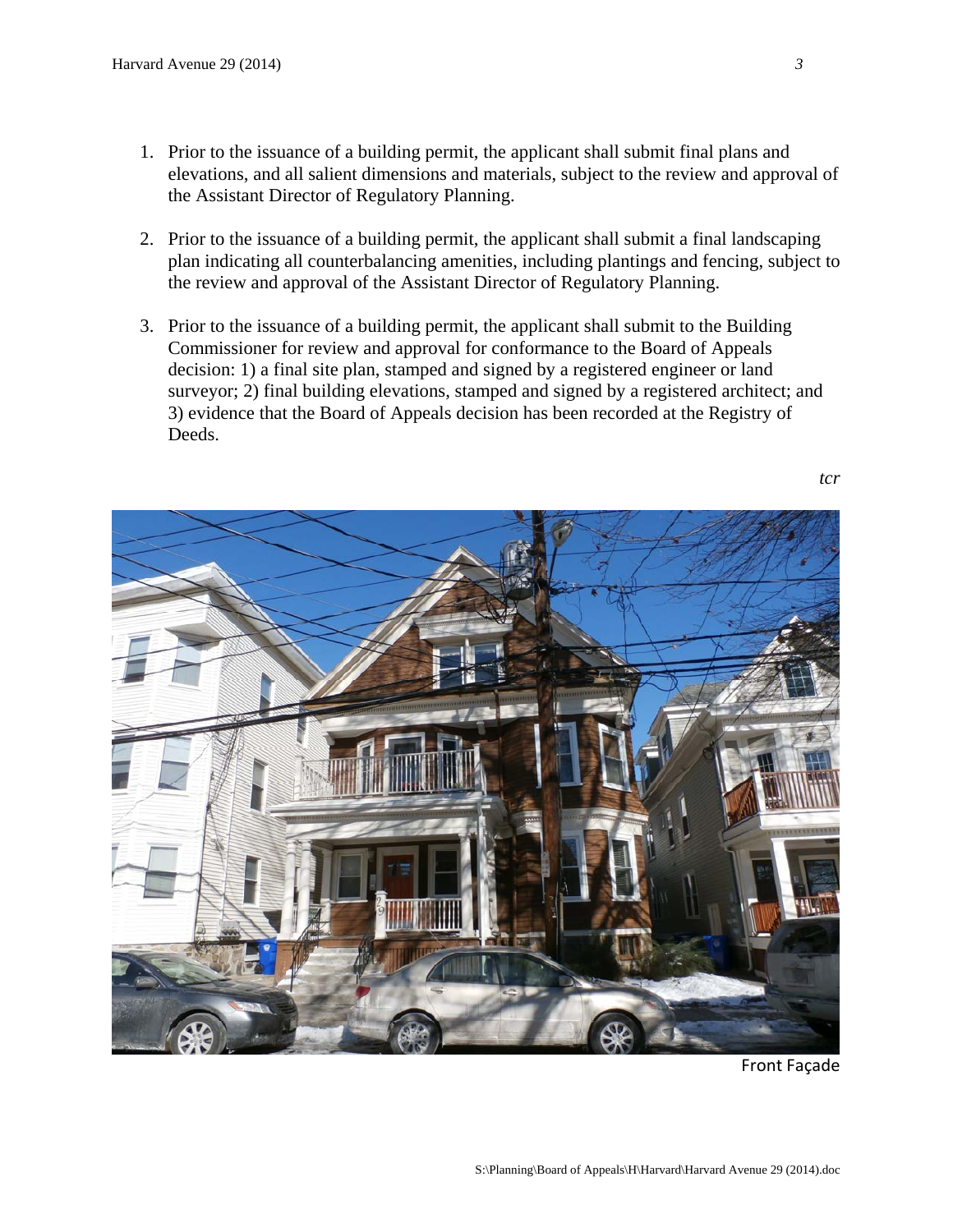1. Prior to the issuance of a building permit, the applicant shall submit final plans and elevations, and all salient dimensions and materials, subject to the review and approval of the Assistant Director of Regulatory Planning.

2. Prior to the issuance of a building permit, the applicant shall submit a final landscaping plan indicating all counterbalancing amenities, including plantings and fencing, subject to the review and approval of the Assistant Director of Regulatory Planning.

3. Prior to the issuance of a building permit, the applicant shall submit to the Building Commissioner for review and approval for conformance to the Board of Appeals decision: 1) a final site plan, stamped and signed by a registered engineer or land surveyor; 2) final building elevations, stamped and signed by a registered architect; and 3) evidence that the Board of Appeals decision has been recorded at the Registry of Deeds.

*tcr*

Front Façade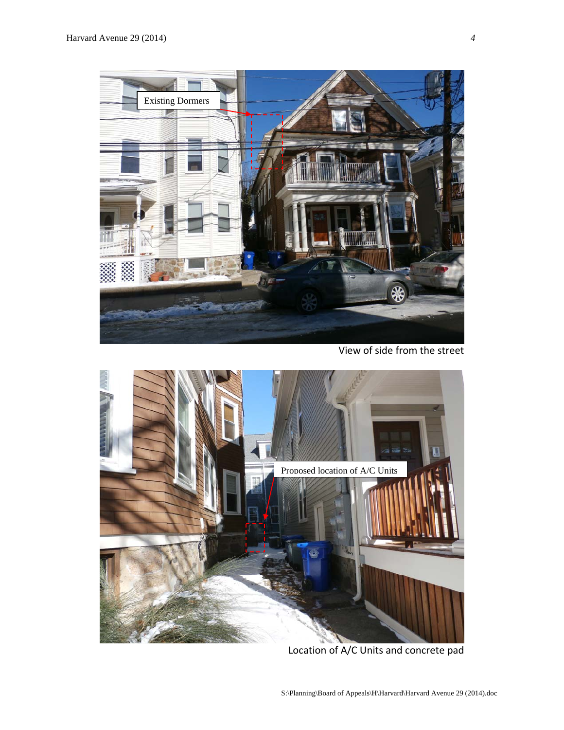View of side from the street

Location of A/C Units and concrete pad